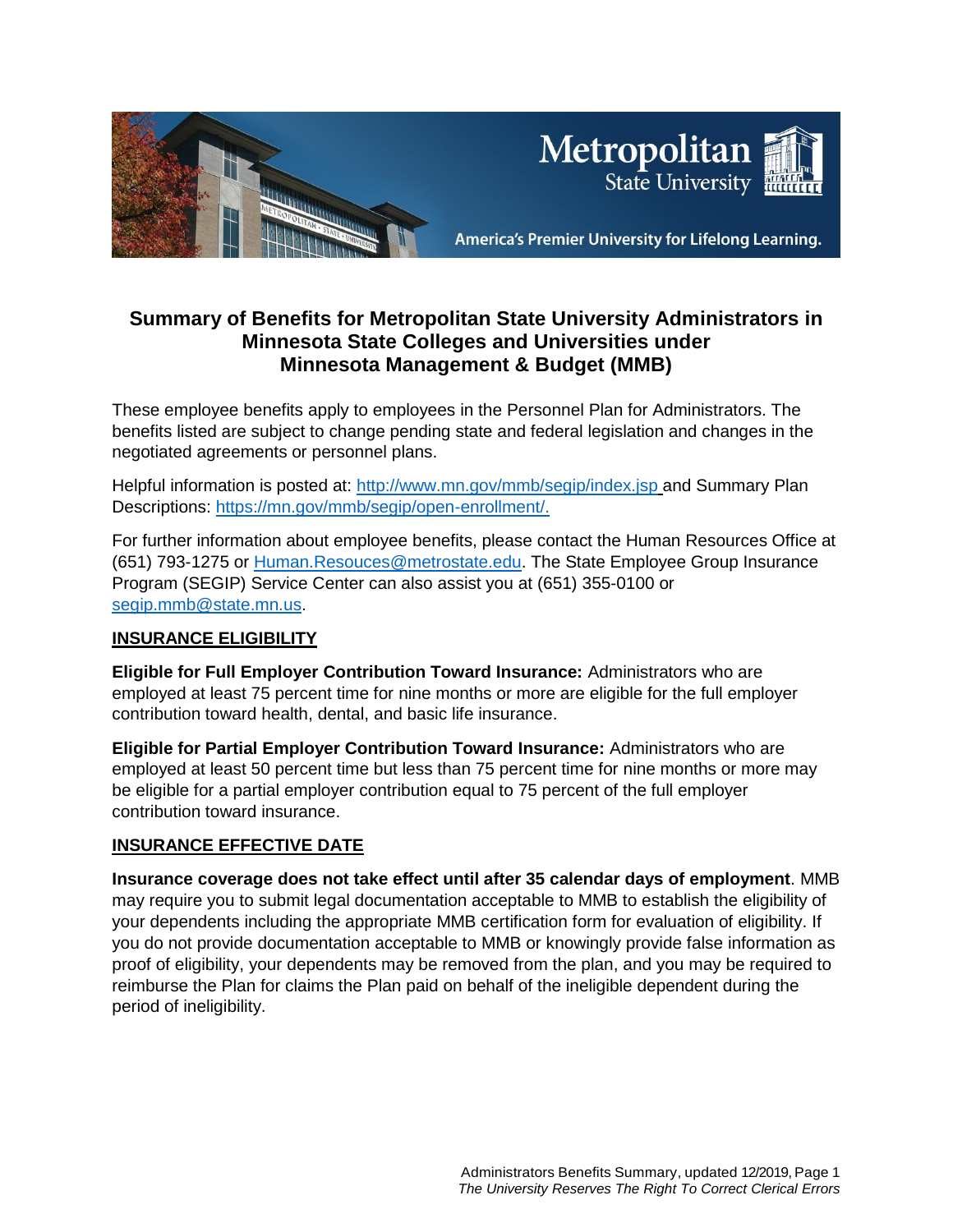# Summary of Benefits for Metropolitan State University Administrators in Minnesota State Colleges and Universities under Minnesota Management & Budget (MMB)

These employee benefits apply to employees in the Personnel Plan for Administrators. The benefits listed are subject to change pending state and federal legislation and changes in the negotiated agreements or personnel plans.

Helpful information is posted at: [http://www.mn.gov/mmb/segip/index.jsp](http://www.mn.gov/mmb/segip/index.jsp) and Summary Plan Descriptions: [https://mn.gov/mmb/segip/open-enrollment/.](https://mn.gov/mmb/segip/open-enrollment/)

For further information about employee benefits, please contact the Human Resources Office at (651) 793-1275 or [Human.Resouces@metrostate.edu](mailto:Human.Resouces@metrostate.edu). The State Employee Group Insurance Program (SEGIP) Service Center can also assist you at (651) 355-0100 or [segip.mmb@state.mn.us](mailto:segip.mmb@state.mn.us).

## INSURANCE ELIGIBILITY

**Eligible for Full Employer Contribution Toward Insurance:** Administrators who are employed at least 75 percent time for nine months or more are eligible for the full employer contribution toward health, dental, and basic life insurance.

**Eligible for Partial Employer Contribution Toward Insurance:** Administrators who are employed at least 50 percent time but less than 75 percent time for nine months or more may be eligible for a partial employer contribution equal to 75 percent of the full employer contribution toward insurance.

## INSURANCE EFFECTIVE DATE

**Insurance coverage does not take effect until after 35 calendar days of employment**. MMB may require you to submit legal documentation acceptable to MMB to establish the eligibility of your dependents including the appropriate MMB certification form for evaluation of eligibility. If you do not provide documentation acceptable to MMB or knowingly provide false information as proof of eligibility, your dependents may be removed from the plan, and you may be required to reimburse the Plan for claims the Plan paid on behalf of the ineligible dependent during the period of ineligibility.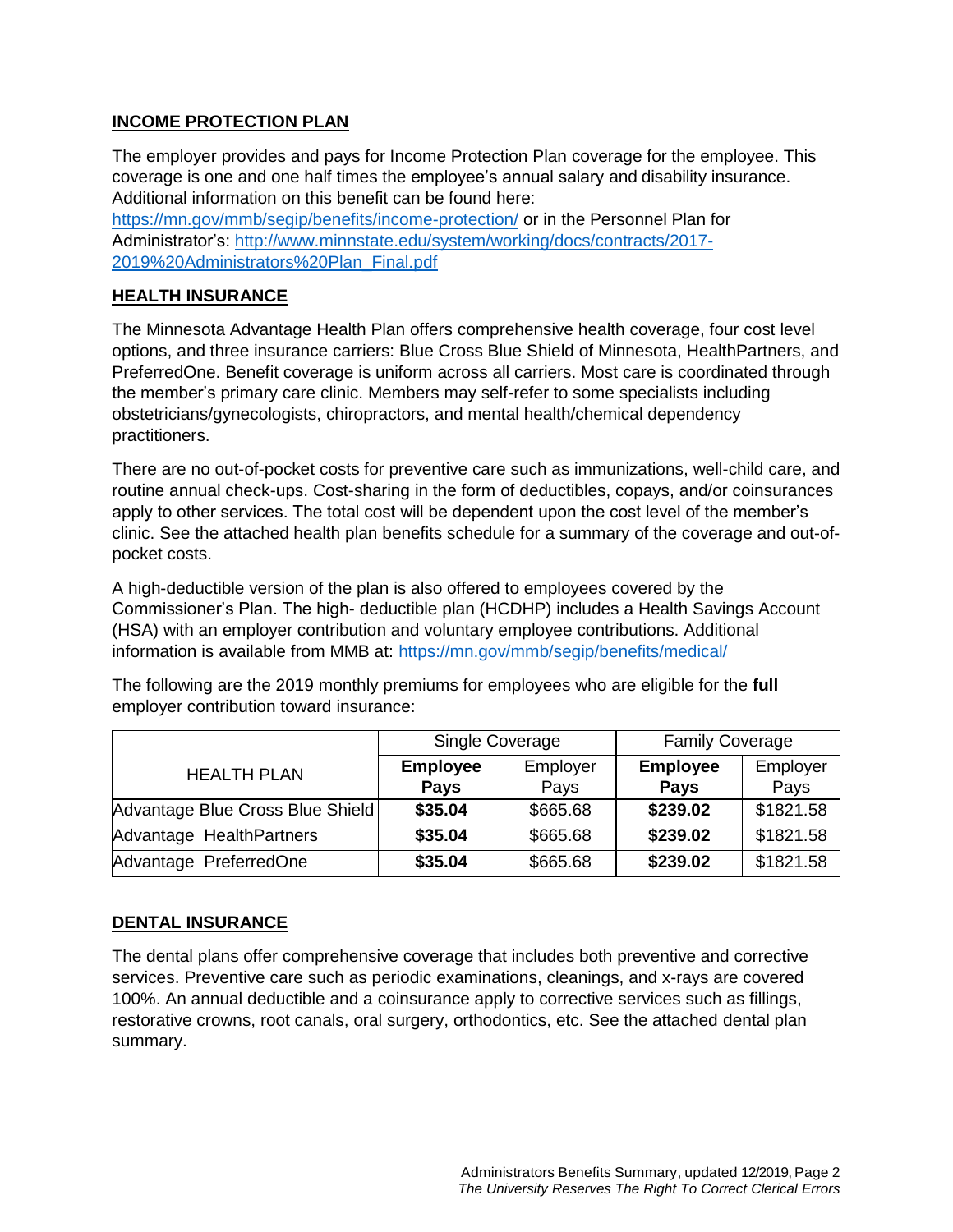## INCOME PROTECTION PLAN

The employer provides and pays for Income Protection Plan coverage for the employee. This coverage is one and one half times the employee's annual salary and disability insurance. Additional information on this benefit can be found here: https://mn.gov/mmb/segip/benefits/income-protection/ or in the Personnel Plan for Administrator's: http://www.minnstate.edu/system/working/docs/contracts/2017-2019%20Administrators%20Plan_Final.pdf

## HEALTH INSURANCE

The Minnesota Advantage Health Plan offers comprehensive health coverage, four cost level options, and three insurance carriers: Blue Cross Blue Shield of Minnesota, HealthPartners, and PreferredOne. Benefit coverage is uniform across all carriers. Most care is coordinated through the member's primary care clinic. Members may self-refer to some specialists including obstetricians/gynecologists, chiropractors, and mental health/chemical dependency practitioners.

There are no out-of-pocket costs for preventive care such as immunizations, well-child care, and routine annual check-ups. Cost-sharing in the form of deductibles, copays, and/or coinsurances apply to other services. The total cost will be dependent upon the cost level of the member's clinic. See the attached health plan benefits schedule for a summary of the coverage and out-of-pocket costs.

A high-deductible version of the plan is also offered to employees covered by the Commissioner's Plan. The high- deductible plan (HCDHP) includes a Health Savings Account (HSA) with an employer contribution and voluntary employee contributions. Additional information is available from MMB at: https://mn.gov/mmb/segip/benefits/medical/

The following are the 2019 monthly premiums for employees who are eligible for the **full** employer contribution toward insurance:

| HEALTH PLAN | Single Coverage | | Family Coverage | |
|---|---|---|---|---|
| | **Employee Pays** | Employer Pays | **Employee Pays** | Employer Pays |
| Advantage Blue Cross Blue Shield | **$35.04** | $665.68 | **$239.02** | $1821.58 |
| Advantage HealthPartners | **$35.04** | $665.68 | **$239.02** | $1821.58 |
| Advantage PreferredOne | **$35.04** | $665.68 | **$239.02** | $1821.58 |

## DENTAL INSURANCE

The dental plans offer comprehensive coverage that includes both preventive and corrective services. Preventive care such as periodic examinations, cleanings, and x-rays are covered 100%. An annual deductible and a coinsurance apply to corrective services such as fillings, restorative crowns, root canals, oral surgery, orthodontics, etc. See the attached dental plan summary.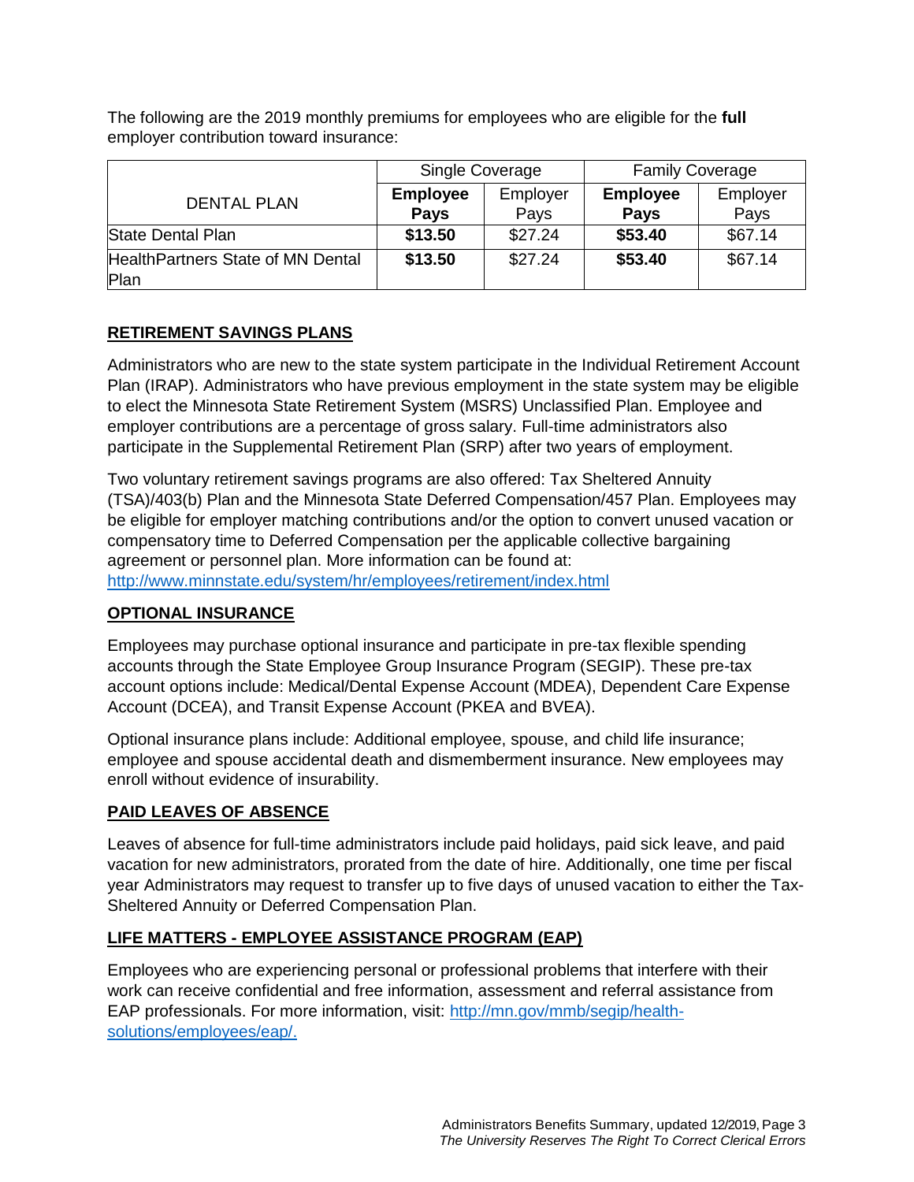The following are the 2019 monthly premiums for employees who are eligible for the **full** employer contribution toward insurance:

| DENTAL PLAN | Single Coverage | | Family Coverage | |
|---|---|---|---|---|
| | **Employee Pays** | Employer Pays | **Employee Pays** | Employer Pays |
| State Dental Plan | **$13.50** | $27.24 | **$53.40** | $67.14 |
| HealthPartners State of MN Dental Plan | **$13.50** | $27.24 | **$53.40** | $67.14 |

## RETIREMENT SAVINGS PLANS

Administrators who are new to the state system participate in the Individual Retirement Account Plan (IRAP). Administrators who have previous employment in the state system may be eligible to elect the Minnesota State Retirement System (MSRS) Unclassified Plan. Employee and employer contributions are a percentage of gross salary. Full-time administrators also participate in the Supplemental Retirement Plan (SRP) after two years of employment.

Two voluntary retirement savings programs are also offered: Tax Sheltered Annuity (TSA)/403(b) Plan and the Minnesota State Deferred Compensation/457 Plan. Employees may be eligible for employer matching contributions and/or the option to convert unused vacation or compensatory time to Deferred Compensation per the applicable collective bargaining agreement or personnel plan. More information can be found at: http://www.minnstate.edu/system/hr/employees/retirement/index.html

## OPTIONAL INSURANCE

Employees may purchase optional insurance and participate in pre-tax flexible spending accounts through the State Employee Group Insurance Program (SEGIP). These pre-tax account options include: Medical/Dental Expense Account (MDEA), Dependent Care Expense Account (DCEA), and Transit Expense Account (PKEA and BVEA).

Optional insurance plans include: Additional employee, spouse, and child life insurance; employee and spouse accidental death and dismemberment insurance. New employees may enroll without evidence of insurability.

## PAID LEAVES OF ABSENCE

Leaves of absence for full-time administrators include paid holidays, paid sick leave, and paid vacation for new administrators, prorated from the date of hire. Additionally, one time per fiscal year Administrators may request to transfer up to five days of unused vacation to either the Tax-Sheltered Annuity or Deferred Compensation Plan.

## LIFE MATTERS - EMPLOYEE ASSISTANCE PROGRAM (EAP)

Employees who are experiencing personal or professional problems that interfere with their work can receive confidential and free information, assessment and referral assistance from EAP professionals. For more information, visit: http://mn.gov/mmb/segip/health-solutions/employees/eap/.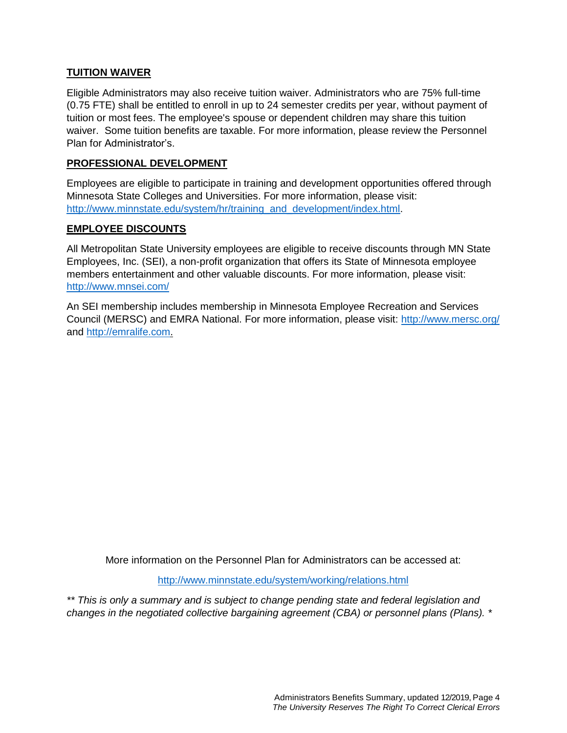## TUITION WAIVER

Eligible Administrators may also receive tuition waiver. Administrators who are 75% full-time (0.75 FTE) shall be entitled to enroll in up to 24 semester credits per year, without payment of tuition or most fees. The employee's spouse or dependent children may share this tuition waiver. Some tuition benefits are taxable. For more information, please review the Personnel Plan for Administrator's.

## PROFESSIONAL DEVELOPMENT

Employees are eligible to participate in training and development opportunities offered through Minnesota State Colleges and Universities. For more information, please visit: http://www.minnstate.edu/system/hr/training_and_development/index.html.

## EMPLOYEE DISCOUNTS

All Metropolitan State University employees are eligible to receive discounts through MN State Employees, Inc. (SEI), a non-profit organization that offers its State of Minnesota employee members entertainment and other valuable discounts. For more information, please visit: http://www.mnsei.com/

An SEI membership includes membership in Minnesota Employee Recreation and Services Council (MERSC) and EMRA National. For more information, please visit: http://www.mersc.org/ and http://emralife.com.

More information on the Personnel Plan for Administrators can be accessed at:

http://www.minnstate.edu/system/working/relations.html

*** This is only a summary and is subject to change pending state and federal legislation and changes in the negotiated collective bargaining agreement (CBA) or personnel plans (Plans). **

Administrators Benefits Summary, updated 12/2019

*The University Reserves The Right To Correct Clerical Errors*